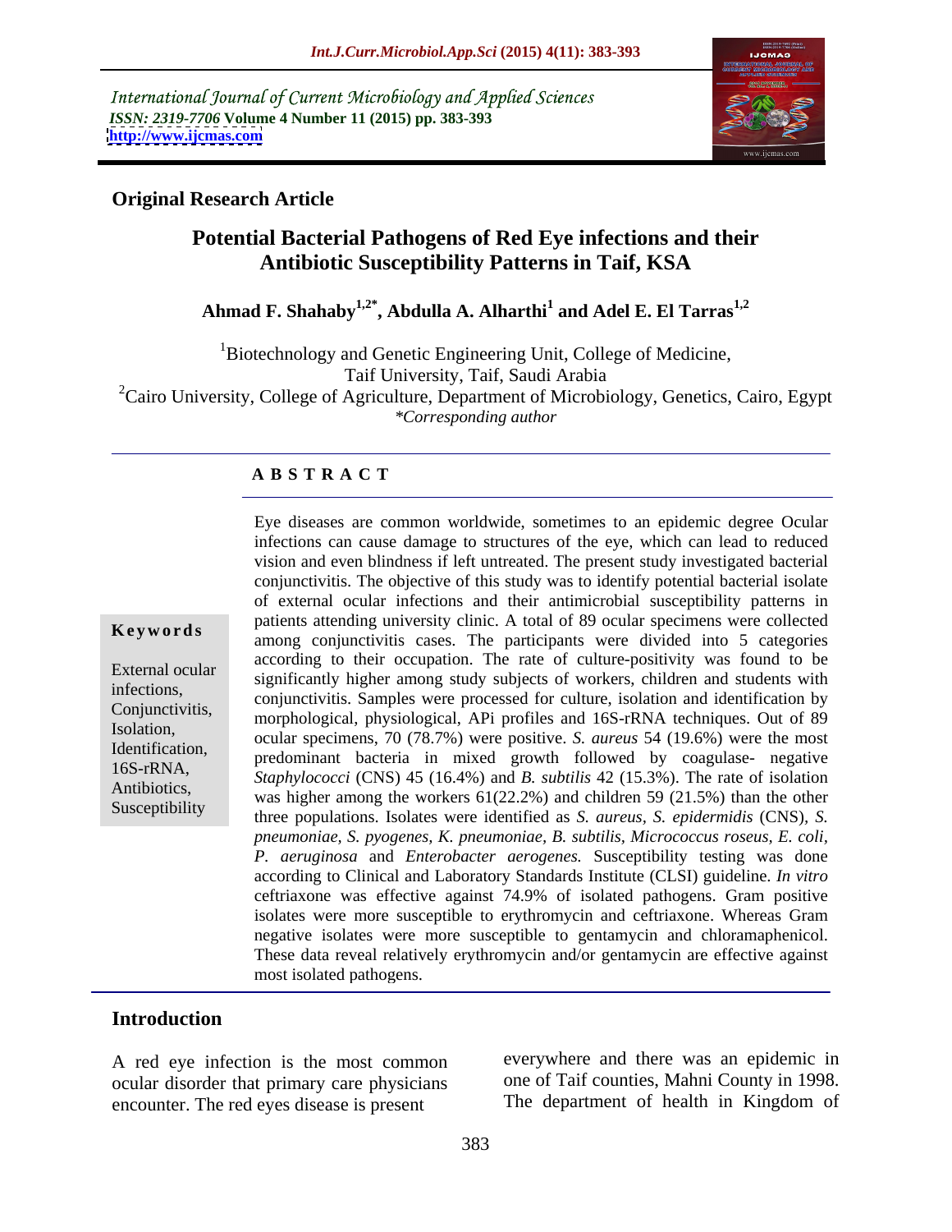International Journal of Current Microbiology and Applied Sciences
*ISSN: 2319-7706* **Volume 4 Number 11 (2015) pp. 383-393**
**http://www.ijcmas.com**

**Original Research Article**

# Potential Bacterial Pathogens of Red Eye infections and their Antibiotic Susceptibility Patterns in Taif, KSA

**Ahmad F. Shahaby[1,2*], Abdulla A. Alharthi[1] and Adel E. El Tarras[1,2]**

[1]Biotechnology and Genetic Engineering Unit, College of Medicine, Taif University, Taif, Saudi Arabia
[2]Cairo University, College of Agriculture, Department of Microbiology, Genetics, Cairo, Egypt
*\*Corresponding author*

## A B S T R A C T

**Keywords**

External ocular infections, Conjunctivitis, Isolation, Identification, 16S-rRNA, Antibiotics, Susceptibility

Eye diseases are common worldwide, sometimes to an epidemic degree Ocular infections can cause damage to structures of the eye, which can lead to reduced vision and even blindness if left untreated. The present study investigated bacterial conjunctivitis. The objective of this study was to identify potential bacterial isolate of external ocular infections and their antimicrobial susceptibility patterns in patients attending university clinic. A total of 89 ocular specimens were collected among conjunctivitis cases. The participants were divided into 5 categories according to their occupation. The rate of culture-positivity was found to be significantly higher among study subjects of workers, children and students with conjunctivitis. Samples were processed for culture, isolation and identification by morphological, physiological, APi profiles and 16S-rRNA techniques. Out of 89 ocular specimens, 70 (78.7%) were positive. *S. aureus* 54 (19.6%) were the most predominant bacteria in mixed growth followed by coagulase- negative *Staphylococci* (CNS) 45 (16.4%) and *B. subtilis* 42 (15.3%). The rate of isolation was higher among the workers 61(22.2%) and children 59 (21.5%) than the other three populations. Isolates were identified as *S. aureus, S. epidermidis* (CNS), *S. pneumoniae, S. pyogenes, K. pneumoniae, B. subtilis, Micrococcus roseus, E. coli, P. aeruginosa* and *Enterobacter aerogenes.* Susceptibility testing was done according to Clinical and Laboratory Standards Institute (CLSI) guideline. *In vitro* ceftriaxone was effective against 74.9% of isolated pathogens. Gram positive isolates were more susceptible to erythromycin and ceftriaxone. Whereas Gram negative isolates were more susceptible to gentamycin and chloramaphenicol. These data reveal relatively erythromycin and/or gentamycin are effective against most isolated pathogens.

## Introduction

A red eye infection is the most common ocular disorder that primary care physicians encounter. The red eyes disease is present everywhere and there was an epidemic in one of Taif counties, Mahni County in 1998. The department of health in Kingdom of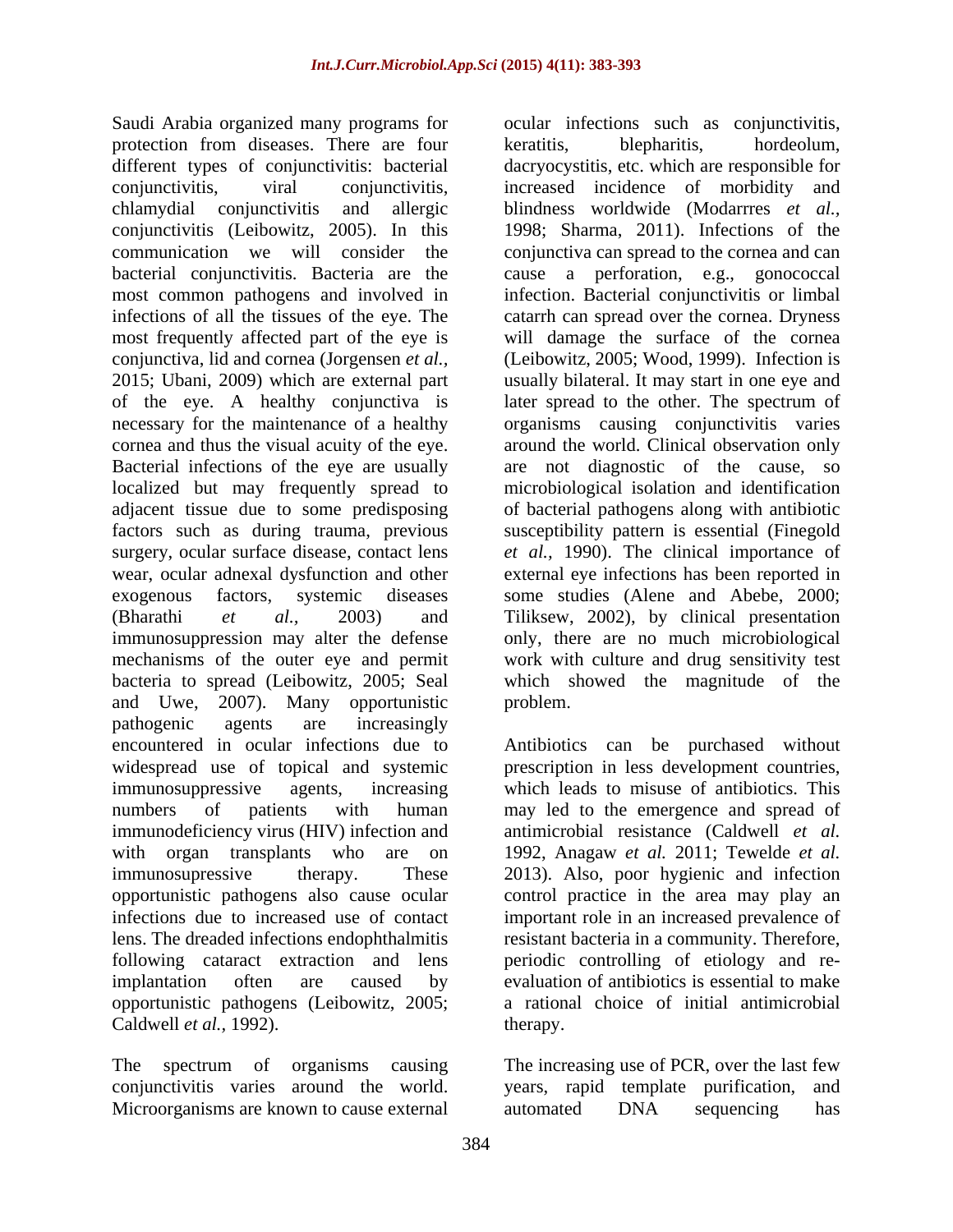Saudi Arabia organized many programs for protection from diseases. There are four different types of conjunctivitis: bacterial conjunctivitis, viral conjunctivitis, chlamydial conjunctivitis and allergic conjunctivitis (Leibowitz, 2005). In this communication we will consider the bacterial conjunctivitis. Bacteria are the most common pathogens and involved in infections of all the tissues of the eye. The most frequently affected part of the eye is conjunctiva, lid and cornea (Jorgensen *et al.*, 2015; Ubani, 2009) which are external part of the eye. A healthy conjunctiva is necessary for the maintenance of a healthy cornea and thus the visual acuity of the eye. Bacterial infections of the eye are usually localized but may frequently spread to adjacent tissue due to some predisposing factors such as during trauma, previous surgery, ocular surface disease, contact lens wear, ocular adnexal dysfunction and other exogenous factors, systemic diseases (Bharathi *et al.*, 2003) and immunosuppression may alter the defense mechanisms of the outer eye and permit bacteria to spread (Leibowitz, 2005; Seal and Uwe, 2007). Many opportunistic pathogenic agents are increasingly encountered in ocular infections due to widespread use of topical and systemic immunosuppressive agents, increasing numbers of patients with human immunodeficiency virus (HIV) infection and with organ transplants who are on immunosupressive therapy. These opportunistic pathogens also cause ocular infections due to increased use of contact lens. The dreaded infections endophthalmitis following cataract extraction and lens implantation often are caused by opportunistic pathogens (Leibowitz, 2005; Caldwell *et al.*, 1992).

The spectrum of organisms causing conjunctivitis varies around the world. Microorganisms are known to cause external ocular infections such as conjunctivitis, keratitis, blepharitis, hordeolum, dacryocystitis, etc. which are responsible for increased incidence of morbidity and blindness worldwide (Modarrres *et al.*, 1998; Sharma, 2011). Infections of the conjunctiva can spread to the cornea and can cause a perforation, e.g., gonococcal infection. Bacterial conjunctivitis or limbal catarrh can spread over the cornea. Dryness will damage the surface of the cornea (Leibowitz, 2005; Wood, 1999). Infection is usually bilateral. It may start in one eye and later spread to the other. The spectrum of organisms causing conjunctivitis varies around the world. Clinical observation only are not diagnostic of the cause, so microbiological isolation and identification of bacterial pathogens along with antibiotic susceptibility pattern is essential (Finegold *et al.*, 1990). The clinical importance of external eye infections has been reported in some studies (Alene and Abebe, 2000; Tiliksew, 2002), by clinical presentation only, there are no much microbiological work with culture and drug sensitivity test which showed the magnitude of the problem.

Antibiotics can be purchased without prescription in less development countries, which leads to misuse of antibiotics. This may led to the emergence and spread of antimicrobial resistance (Caldwell *et al.* 1992, Anagaw *et al.* 2011; Tewelde *et al.* 2013). Also, poor hygienic and infection control practice in the area may play an important role in an increased prevalence of resistant bacteria in a community. Therefore, periodic controlling of etiology and re-evaluation of antibiotics is essential to make a rational choice of initial antimicrobial therapy.

The increasing use of PCR, over the last few years, rapid template purification, and automated DNA sequencing has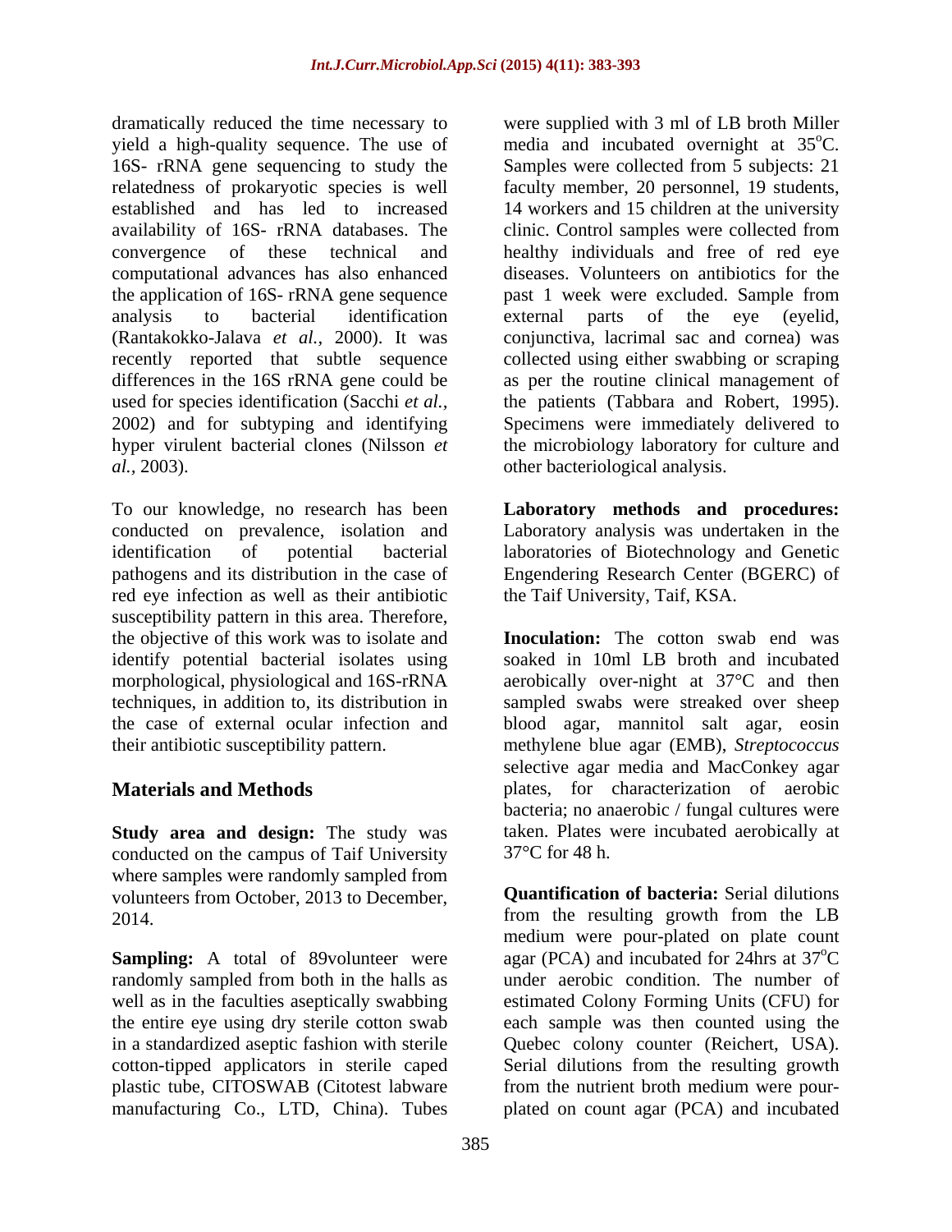dramatically reduced the time necessary to yield a high-quality sequence. The use of 16S- rRNA gene sequencing to study the relatedness of prokaryotic species is well established and has led to increased availability of 16S- rRNA databases. The convergence of these technical and computational advances has also enhanced the application of 16S- rRNA gene sequence analysis to bacterial identification (Rantakokko-Jalava *et al.,* 2000). It was recently reported that subtle sequence differences in the 16S rRNA gene could be used for species identification (Sacchi *et al.,* 2002) and for subtyping and identifying hyper virulent bacterial clones (Nilsson *et al.,* 2003).

To our knowledge, no research has been conducted on prevalence, isolation and identification of potential bacterial pathogens and its distribution in the case of red eye infection as well as their antibiotic susceptibility pattern in this area. Therefore, the objective of this work was to isolate and identify potential bacterial isolates using morphological, physiological and 16S-rRNA techniques, in addition to, its distribution in the case of external ocular infection and their antibiotic susceptibility pattern.

## Materials and Methods

**Study area and design:** The study was conducted on the campus of Taif University where samples were randomly sampled from volunteers from October, 2013 to December, 2014.

**Sampling:** A total of 89volunteer were randomly sampled from both in the halls as well as in the faculties aseptically swabbing the entire eye using dry sterile cotton swab in a standardized aseptic fashion with sterile cotton-tipped applicators in sterile caped plastic tube, CITOSWAB (Citotest labware manufacturing Co., LTD, China). Tubes were supplied with 3 ml of LB broth Miller media and incubated overnight at 35$^{o}$C. Samples were collected from 5 subjects: 21 faculty member, 20 personnel, 19 students, 14 workers and 15 children at the university clinic. Control samples were collected from healthy individuals and free of red eye diseases. Volunteers on antibiotics for the past 1 week were excluded. Sample from external parts of the eye (eyelid, conjunctiva, lacrimal sac and cornea) was collected using either swabbing or scraping as per the routine clinical management of the patients (Tabbara and Robert, 1995). Specimens were immediately delivered to the microbiology laboratory for culture and other bacteriological analysis.

**Laboratory methods and procedures:** Laboratory analysis was undertaken in the laboratories of Biotechnology and Genetic Engendering Research Center (BGERC) of the Taif University, Taif, KSA.

**Inoculation:** The cotton swab end was soaked in 10ml LB broth and incubated aerobically over-night at 37°C and then sampled swabs were streaked over sheep blood agar, mannitol salt agar, eosin methylene blue agar (EMB), *Streptococcus* selective agar media and MacConkey agar plates, for characterization of aerobic bacteria; no anaerobic / fungal cultures were taken. Plates were incubated aerobically at 37°C for 48 h.

**Quantification of bacteria:** Serial dilutions from the resulting growth from the LB medium were pour-plated on plate count agar (PCA) and incubated for 24hrs at 37$^{o}$C under aerobic condition. The number of estimated Colony Forming Units (CFU) for each sample was then counted using the Quebec colony counter (Reichert, USA). Serial dilutions from the resulting growth from the nutrient broth medium were pour-plated on count agar (PCA) and incubated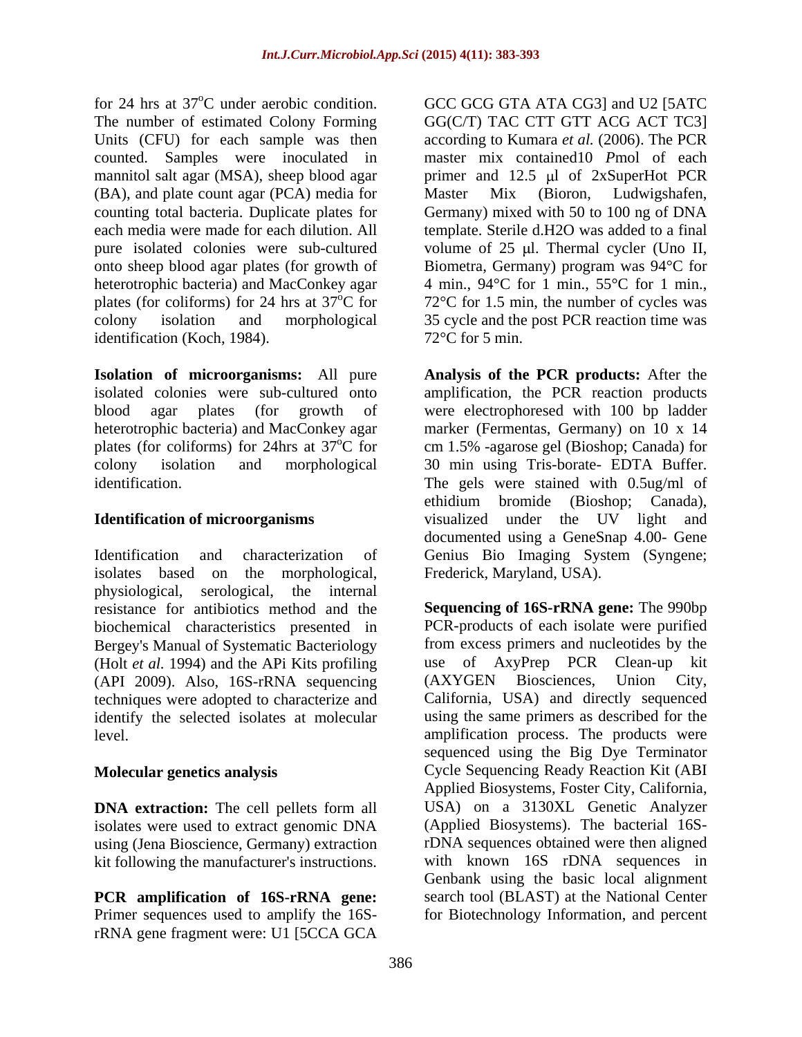for 24 hrs at 37$^o$C under aerobic condition. The number of estimated Colony Forming Units (CFU) for each sample was then counted. Samples were inoculated in mannitol salt agar (MSA), sheep blood agar (BA), and plate count agar (PCA) media for counting total bacteria. Duplicate plates for each media were made for each dilution. All pure isolated colonies were sub-cultured onto sheep blood agar plates (for growth of heterotrophic bacteria) and MacConkey agar plates (for coliforms) for 24 hrs at 37$^o$C for colony isolation and morphological identification (Koch, 1984).

**Isolation of microorganisms:** All pure isolated colonies were sub-cultured onto blood agar plates (for growth of heterotrophic bacteria) and MacConkey agar plates (for coliforms) for 24hrs at 37$^o$C for colony isolation and morphological identification.

**Identification of microorganisms**

Identification and characterization of isolates based on the morphological, physiological, serological, the internal resistance for antibiotics method and the biochemical characteristics presented in Bergey's Manual of Systematic Bacteriology (Holt *et al*. 1994) and the APi Kits profiling (API 2009). Also, 16S-rRNA sequencing techniques were adopted to characterize and identify the selected isolates at molecular level.

**Molecular genetics analysis**

**DNA extraction:** The cell pellets form all isolates were used to extract genomic DNA using (Jena Bioscience, Germany) extraction kit following the manufacturer's instructions.

**PCR amplification of 16S-rRNA gene:** Primer sequences used to amplify the 16S-rRNA gene fragment were: U1 [5CCA GCA GCC GCG GTA ATA CG3] and U2 [5ATC GG(C/T) TAC CTT GTT ACG ACT TC3] according to Kumara *et al.* (2006). The PCR master mix contained10 *P*mol of each primer and 12.5 μl of 2xSuperHot PCR Master Mix (Bioron, Ludwigshafen, Germany) mixed with 50 to 100 ng of DNA template. Sterile d.H2O was added to a final volume of 25 μl. Thermal cycler (Uno II, Biometra, Germany) program was 94°C for 4 min., 94°C for 1 min., 55°C for 1 min., 72°C for 1.5 min, the number of cycles was 35 cycle and the post PCR reaction time was 72°C for 5 min.

**Analysis of the PCR products:** After the amplification, the PCR reaction products were electrophoresed with 100 bp ladder marker (Fermentas, Germany) on 10 x 14 cm 1.5% -agarose gel (Bioshop; Canada) for 30 min using Tris-borate- EDTA Buffer. The gels were stained with 0.5ug/ml of ethidium bromide (Bioshop; Canada), visualized under the UV light and documented using a GeneSnap 4.00- Gene Genius Bio Imaging System (Syngene; Frederick, Maryland, USA).

**Sequencing of 16S-rRNA gene:** The 990bp PCR-products of each isolate were purified from excess primers and nucleotides by the use of AxyPrep PCR Clean-up kit (AXYGEN Biosciences, Union City, California, USA) and directly sequenced using the same primers as described for the amplification process. The products were sequenced using the Big Dye Terminator Cycle Sequencing Ready Reaction Kit (ABI Applied Biosystems, Foster City, California, USA) on a 3130XL Genetic Analyzer (Applied Biosystems). The bacterial 16S-rDNA sequences obtained were then aligned with known 16S rDNA sequences in Genbank using the basic local alignment search tool (BLAST) at the National Center for Biotechnology Information, and percent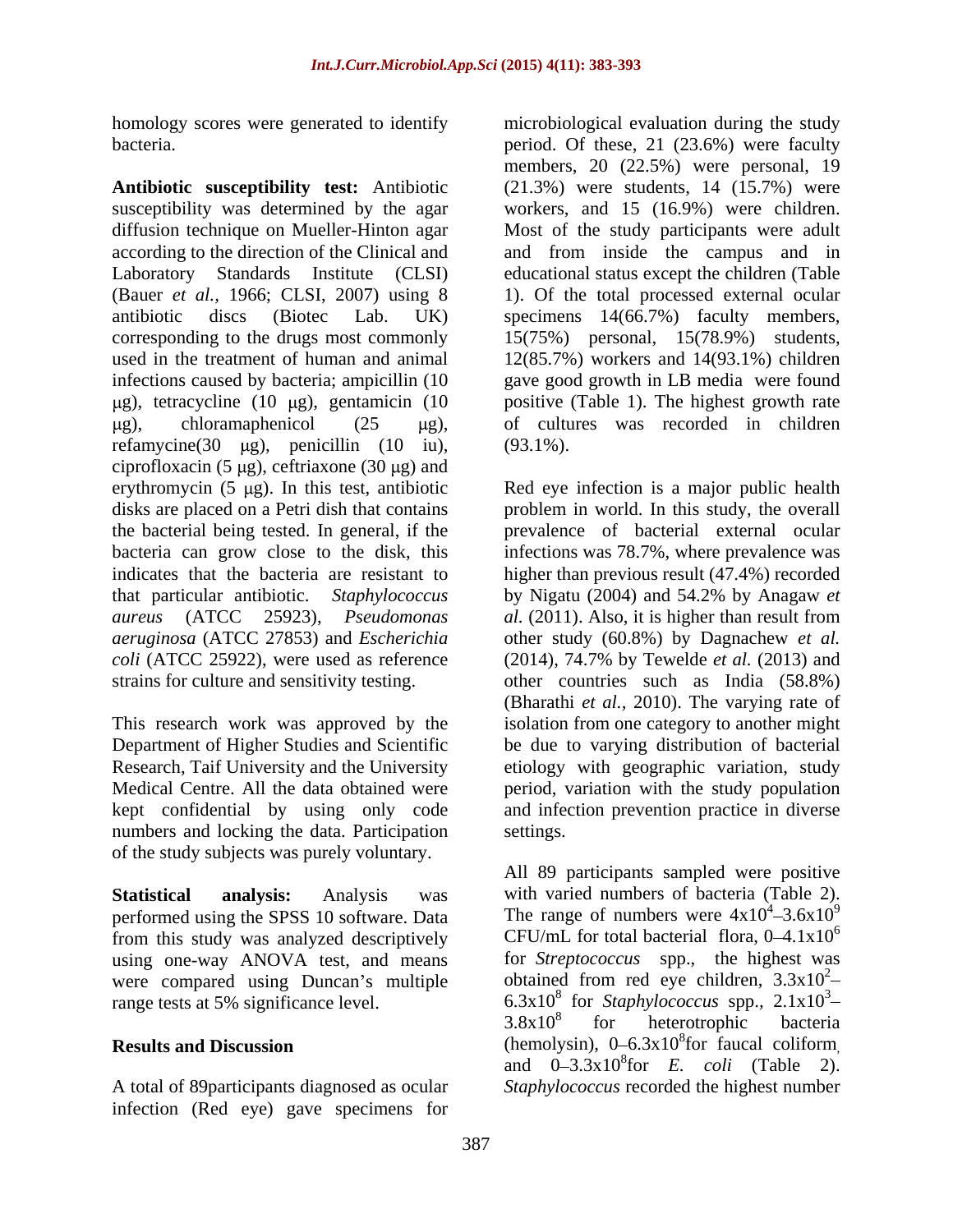homology scores were generated to identify bacteria.

**Antibiotic susceptibility test:** Antibiotic susceptibility was determined by the agar diffusion technique on Mueller-Hinton agar according to the direction of the Clinical and Laboratory Standards Institute (CLSI) (Bauer *et al.*, 1966; CLSI, 2007) using 8 antibiotic discs (Biotec Lab. UK) corresponding to the drugs most commonly used in the treatment of human and animal infections caused by bacteria; ampicillin (10 μg), tetracycline (10 μg), gentamicin (10 μg), chloramaphenicol (25 μg), refamycine(30 μg), penicillin (10 iu), ciprofloxacin (5 μg), ceftriaxone (30 μg) and erythromycin (5 μg). In this test, antibiotic disks are placed on a Petri dish that contains the bacterial being tested. In general, if the bacteria can grow close to the disk, this indicates that the bacteria are resistant to that particular antibiotic. *Staphylococcus aureus* (ATCC 25923), *Pseudomonas aeruginosa* (ATCC 27853) and *Escherichia coli* (ATCC 25922), were used as reference strains for culture and sensitivity testing.

This research work was approved by the Department of Higher Studies and Scientific Research, Taif University and the University Medical Centre. All the data obtained were kept confidential by using only code numbers and locking the data. Participation of the study subjects was purely voluntary.

**Statistical analysis:** Analysis was performed using the SPSS 10 software. Data from this study was analyzed descriptively using one-way ANOVA test, and means were compared using Duncan's multiple range tests at 5% significance level.

## Results and Discussion

A total of 89participants diagnosed as ocular infection (Red eye) gave specimens for microbiological evaluation during the study period. Of these, 21 (23.6%) were faculty members, 20 (22.5%) were personal, 19 (21.3%) were students, 14 (15.7%) were workers, and 15 (16.9%) were children. Most of the study participants were adult and from inside the campus and in educational status except the children (Table 1). Of the total processed external ocular specimens 14(66.7%) faculty members, 15(75%) personal, 15(78.9%) students, 12(85.7%) workers and 14(93.1%) children gave good growth in LB media were found positive (Table 1). The highest growth rate of cultures was recorded in children (93.1%).

Red eye infection is a major public health problem in world. In this study, the overall prevalence of bacterial external ocular infections was 78.7%, where prevalence was higher than previous result (47.4%) recorded by Nigatu (2004) and 54.2% by Anagaw *et al.* (2011). Also, it is higher than result from other study (60.8%) by Dagnachew *et al.* (2014), 74.7% by Tewelde *et al.* (2013) and other countries such as India (58.8%) (Bharathi *et al.*, 2010). The varying rate of isolation from one category to another might be due to varying distribution of bacterial etiology with geographic variation, study period, variation with the study population and infection prevention practice in diverse settings.

All 89 participants sampled were positive with varied numbers of bacteria (Table 2). The range of numbers were $4x10^4$–$3.6x10^9$ CFU/mL for total bacterial flora, 0–$4.1x10^6$ for *Streptococcus* spp., the highest was obtained from red eye children, $3.3x10^2$–$6.3x10^8$ for *Staphylococcus* spp., $2.1x10^3$–$3.8x10^8$ for heterotrophic bacteria (hemolysin), 0–$6.3x10^8$for faucal coliform, and 0–$3.3x10^8$for *E. coli* (Table 2). *Staphylococcus* recorded the highest number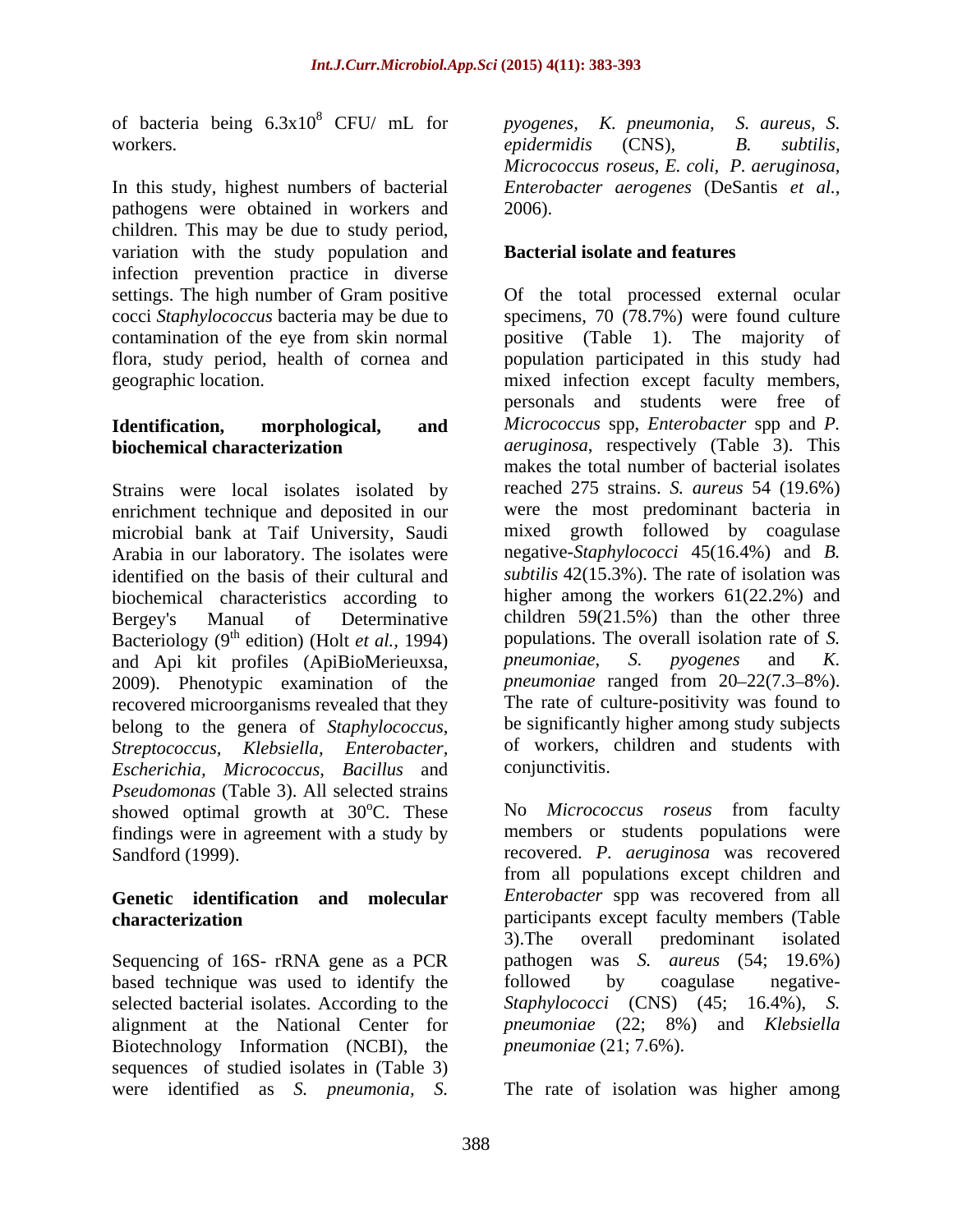of bacteria being $6.3 \times 10^8$ CFU/ mL for workers.

In this study, highest numbers of bacterial pathogens were obtained in workers and children. This may be due to study period, variation with the study population and infection prevention practice in diverse settings. The high number of Gram positive cocci *Staphylococcus* bacteria may be due to contamination of the eye from skin normal flora, study period, health of cornea and geographic location.

**Identification, morphological, and biochemical characterization**

Strains were local isolates isolated by enrichment technique and deposited in our microbial bank at Taif University, Saudi Arabia in our laboratory. The isolates were identified on the basis of their cultural and biochemical characteristics according to Bergey's Manual of Determinative Bacteriology (9th edition) (Holt *et al.*, 1994) and Api kit profiles (ApiBioMerieuxsa, 2009). Phenotypic examination of the recovered microorganisms revealed that they belong to the genera of *Staphylococcus*, *Streptococcus*, *Klebsiella*, *Enterobacter*, *Escherichia*, *Micrococcus*, *Bacillus* and *Pseudomonas* (Table 3). All selected strains showed optimal growth at 30°C. These findings were in agreement with a study by Sandford (1999).

**Genetic identification and molecular characterization**

Sequencing of 16S- rRNA gene as a PCR based technique was used to identify the selected bacterial isolates. According to the alignment at the National Center for Biotechnology Information (NCBI), the sequences of studied isolates in (Table 3) were identified as *S. pneumonia*, *S. pyogenes*, *K. pneumonia*, *S. aureus*, *S. epidermidis* (CNS), *B. subtilis*, *Micrococcus roseus*, *E. coli*, *P. aeruginosa*, *Enterobacter aerogenes* (DeSantis *et al.*, 2006).

**Bacterial isolate and features**

Of the total processed external ocular specimens, 70 (78.7%) were found culture positive (Table 1). The majority of population participated in this study had mixed infection except faculty members, personals and students were free of *Micrococcus* spp, *Enterobacter* spp and *P. aeruginosa*, respectively (Table 3). This makes the total number of bacterial isolates reached 275 strains. *S. aureus* 54 (19.6%) were the most predominant bacteria in mixed growth followed by coagulase negative-*Staphylococci* 45(16.4%) and *B. subtilis* 42(15.3%). The rate of isolation was higher among the workers 61(22.2%) and children 59(21.5%) than the other three populations. The overall isolation rate of *S. pneumoniae*, *S. pyogenes* and *K. pneumoniae* ranged from 20–22(7.3–8%). The rate of culture-positivity was found to be significantly higher among study subjects of workers, children and students with conjunctivitis.

No *Micrococcus roseus* from faculty members or students populations were recovered. *P. aeruginosa* was recovered from all populations except children and *Enterobacter* spp was recovered from all participants except faculty members (Table 3).The overall predominant isolated pathogen was *S. aureus* (54; 19.6%) followed by coagulase negative-*Staphylococci* (CNS) (45; 16.4%), *S. pneumoniae* (22; 8%) and *Klebsiella pneumoniae* (21; 7.6%).

The rate of isolation was higher among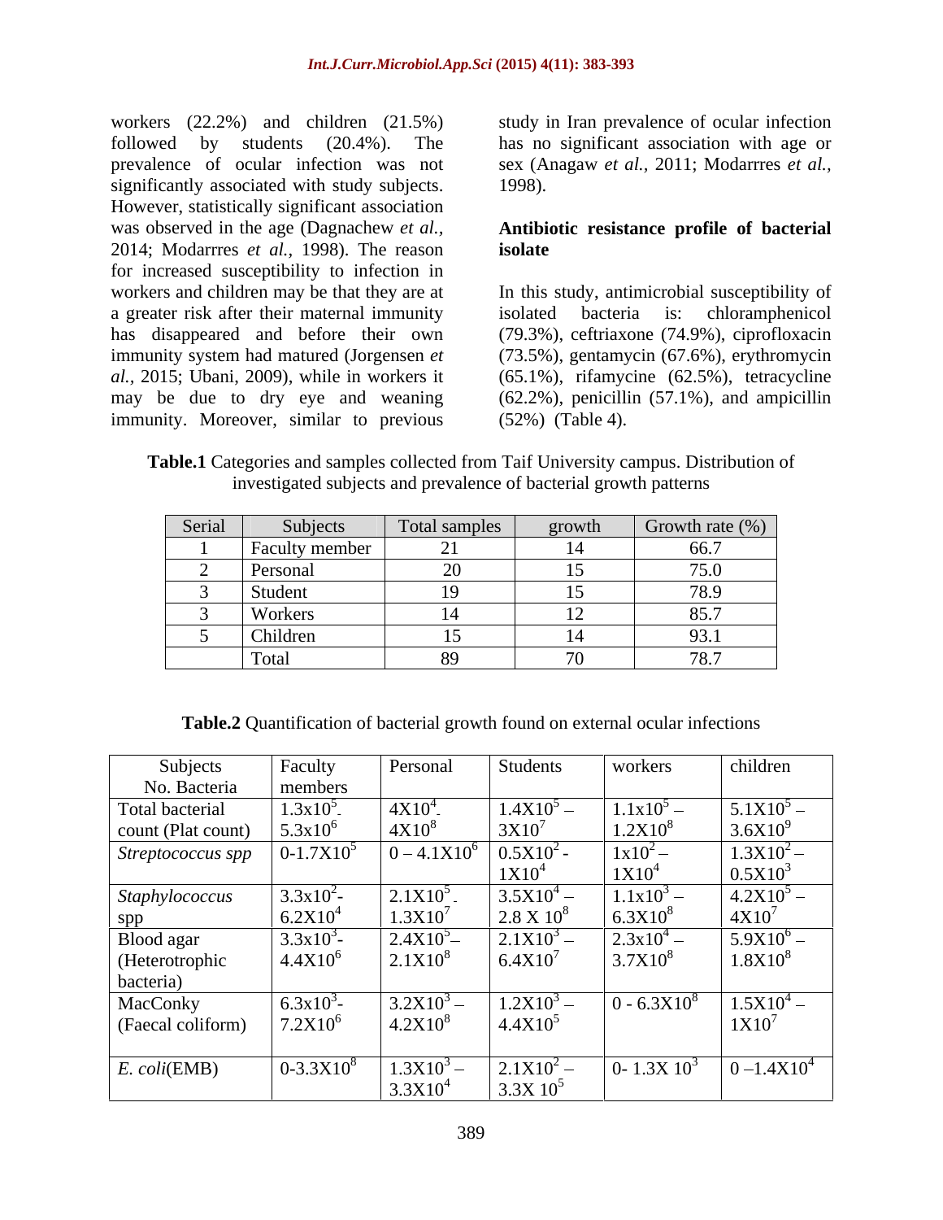workers (22.2%) and children (21.5%) followed by students (20.4%). The prevalence of ocular infection was not significantly associated with study subjects. However, statistically significant association was observed in the age (Dagnachew *et al.,* 2014; Modarrres *et al.,* 1998). The reason for increased susceptibility to infection in workers and children may be that they are at a greater risk after their maternal immunity has disappeared and before their own immunity system had matured (Jorgensen *et al.,* 2015; Ubani, 2009), while in workers it may be due to dry eye and weaning immunity. Moreover, similar to previous study in Iran prevalence of ocular infection has no significant association with age or sex (Anagaw *et al.,* 2011; Modarrres *et al.,* 1998).

**Antibiotic resistance profile of bacterial isolate**

In this study, antimicrobial susceptibility of isolated bacteria is: chloramphenicol (79.3%), ceftriaxone (74.9%), ciprofloxacin (73.5%), gentamycin (67.6%), erythromycin (65.1%), rifamycine (62.5%), tetracycline (62.2%), penicillin (57.1%), and ampicillin (52%) (Table 4).

**Table.1** Categories and samples collected from Taif University campus. Distribution of investigated subjects and prevalence of bacterial growth patterns

| Serial | Subjects | Total samples | growth | Growth rate (%) |
|---|---|---|---|---|
| 1 | Faculty member | 21 | 14 | 66.7 |
| 2 | Personal | 20 | 15 | 75.0 |
| 3 | Student | 19 | 15 | 78.9 |
| 3 | Workers | 14 | 12 | 85.7 |
| 5 | Children | 15 | 14 | 93.1 |
| | Total | 89 | 70 | 78.7 |

**Table.2** Quantification of bacterial growth found on external ocular infections

| Subjects No. Bacteria | Faculty members | Personal | Students | workers | children |
|---|---|---|---|---|---|
| Total bacterial count (Plat count) | $1.3x10^5$- $5.3x10^6$ | $4X10^4$- $4X10^8$ | $1.4X10^5$ – $3X10^7$ | $1.1x10^5$ – $1.2X10^8$ | $5.1X10^5$ – $3.6X10^9$ |
| *Streptococcus spp* | $0-1.7X10^5$ | $0 – 4.1X10^6$ | $0.5X10^2$ - $1X10^4$ | $1x10^2$ – $1X10^4$ | $1.3X10^2$ – $0.5X10^3$ |
| *Staphylococcus spp* | $3.3x10^2$- $6.2X10^4$ | $2.1X10^5$- $1.3X10^7$ | $3.5X10^4$ – $2.8 X 10^8$ | $1.1x10^3$ – $6.3X10^8$ | $4.2X10^5$ – $4X10^7$ |
| Blood agar (Heterotrophic bacteria) | $3.3x10^3$- $4.4X10^6$ | $2.4X10^5$– $2.1X10^8$ | $2.1X10^3$ – $6.4X10^7$ | $2.3x10^4$ – $3.7X10^8$ | $5.9X10^6$ – $1.8X10^8$ |
| MacConky (Faecal coliform) | $6.3x10^3$- $7.2X10^6$ | $3.2X10^3$ – $4.2X10^8$ | $1.2X10^3$ – $4.4X10^5$ | $0 - 6.3X10^8$ | $1.5X10^4$ – $1X10^7$ |
| *E. coli*(EMB) | $0-3.3X10^8$ | $1.3X10^3$ – $3.3X10^4$ | $2.1X10^2$ – $3.3X 10^5$ | $0- 1.3X 10^3$ | $0 –1.4X10^4$ |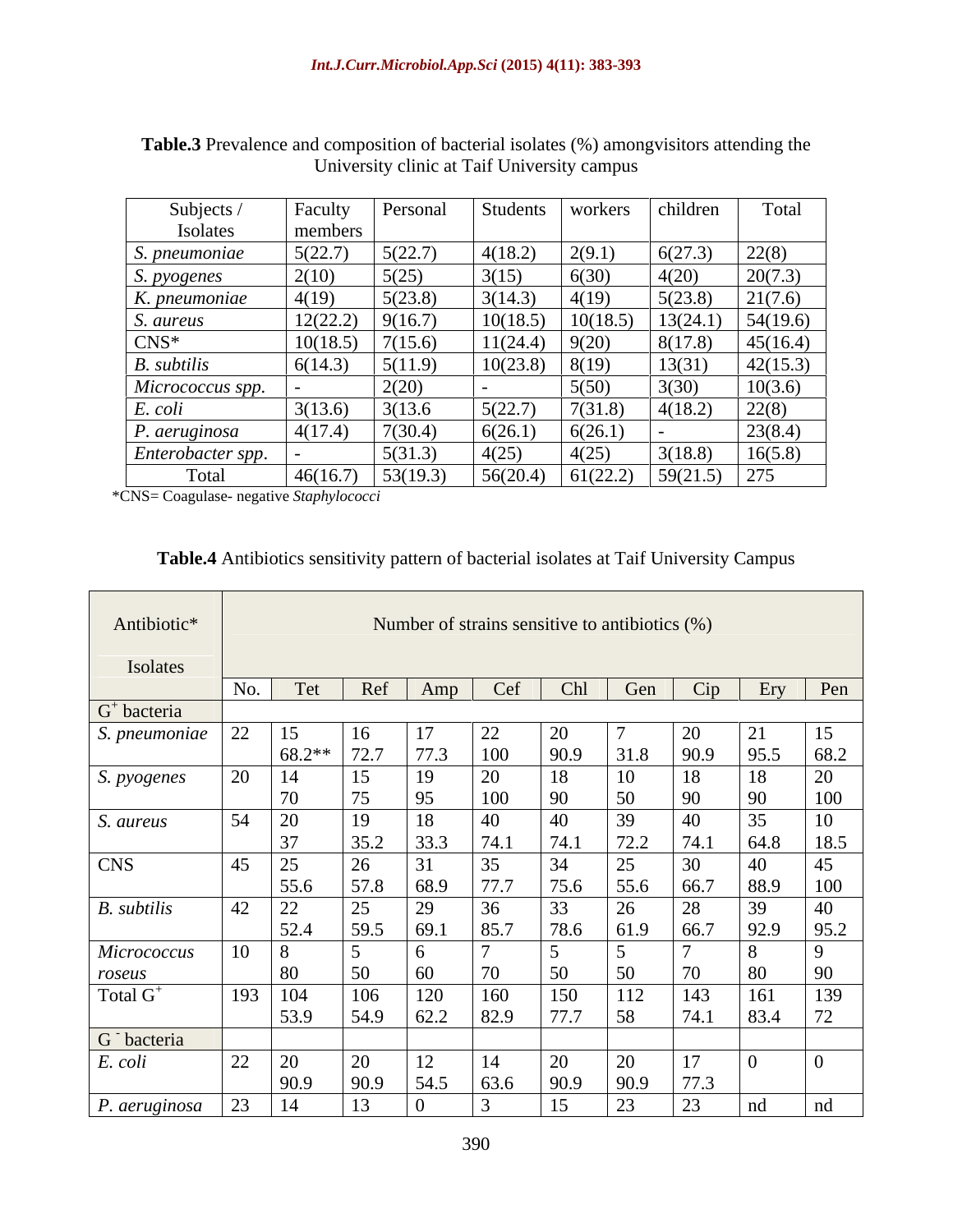**Table.3** Prevalence and composition of bacterial isolates (%) amongvisitors attending the University clinic at Taif University campus

| Subjects / Isolates | Faculty members | Personal | Students | workers | children | Total |
|---|---|---|---|---|---|---|
| *S. pneumoniae* | 5(22.7) | 5(22.7) | 4(18.2) | 2(9.1) | 6(27.3) | 22(8) |
| *S. pyogenes* | 2(10) | 5(25) | 3(15) | 6(30) | 4(20) | 20(7.3) |
| *K. pneumoniae* | 4(19) | 5(23.8) | 3(14.3) | 4(19) | 5(23.8) | 21(7.6) |
| *S. aureus* | 12(22.2) | 9(16.7) | 10(18.5) | 10(18.5) | 13(24.1) | 54(19.6) |
| CNS* | 10(18.5) | 7(15.6) | 11(24.4) | 9(20) | 8(17.8) | 45(16.4) |
| *B. subtilis* | 6(14.3) | 5(11.9) | 10(23.8) | 8(19) | 13(31) | 42(15.3) |
| *Micrococcus spp.* | - | 2(20) | - | 5(50) | 3(30) | 10(3.6) |
| *E. coli* | 3(13.6) | 3(13.6 | 5(22.7) | 7(31.8) | 4(18.2) | 22(8) |
| *P. aeruginosa* | 4(17.4) | 7(30.4) | 6(26.1) | 6(26.1) | - | 23(8.4) |
| *Enterobacter spp.* | - | 5(31.3) | 4(25) | 4(25) | 3(18.8) | 16(5.8) |
| Total | 46(16.7) | 53(19.3) | 56(20.4) | 61(22.2) | 59(21.5) | 275 |

*CNS= Coagulase- negative *Staphylococci*

**Table.4** Antibiotics sensitivity pattern of bacterial isolates at Taif University Campus

| Antibiotic* / Isolates | Number of strains sensitive to antibiotics (%) | | | | | | | | | |
|---|---|---|---|---|---|---|---|---|---|---|
| | No. | Tet | Ref | Amp | Cef | Chl | Gen | Cip | Ery | Pen |
| $G^+$ bacteria | | | | | | | | | | |
| *S. pneumoniae* | 22 | 15 68.2** | 16 72.7 | 17 77.3 | 22 100 | 20 90.9 | 7 31.8 | 20 90.9 | 21 95.5 | 15 68.2 |
| *S. pyogenes* | 20 | 14 70 | 15 75 | 19 95 | 20 100 | 18 90 | 10 50 | 18 90 | 18 90 | 20 100 |
| *S. aureus* | 54 | 20 37 | 19 35.2 | 18 33.3 | 40 74.1 | 40 74.1 | 39 72.2 | 40 74.1 | 35 64.8 | 10 18.5 |
| CNS | 45 | 25 55.6 | 26 57.8 | 31 68.9 | 35 77.7 | 34 75.6 | 25 55.6 | 30 66.7 | 40 88.9 | 45 100 |
| *B. subtilis* | 42 | 22 52.4 | 25 59.5 | 29 69.1 | 36 85.7 | 33 78.6 | 26 61.9 | 28 66.7 | 39 92.9 | 40 95.2 |
| *Micrococcus roseus* | 10 | 8 80 | 5 50 | 6 60 | 7 70 | 5 50 | 5 50 | 7 70 | 8 80 | 9 90 |
| Total $G^+$ | 193 | 104 53.9 | 106 54.9 | 120 62.2 | 160 82.9 | 150 77.7 | 112 58 | 143 74.1 | 161 83.4 | 139 72 |
| $G^-$ bacteria | | | | | | | | | | |
| *E. coli* | 22 | 20 90.9 | 20 90.9 | 12 54.5 | 14 63.6 | 20 90.9 | 20 90.9 | 17 77.3 | 0 | 0 |
| *P. aeruginosa* | 23 | 14 | 13 | 0 | 3 | 15 | 23 | 23 | nd | nd |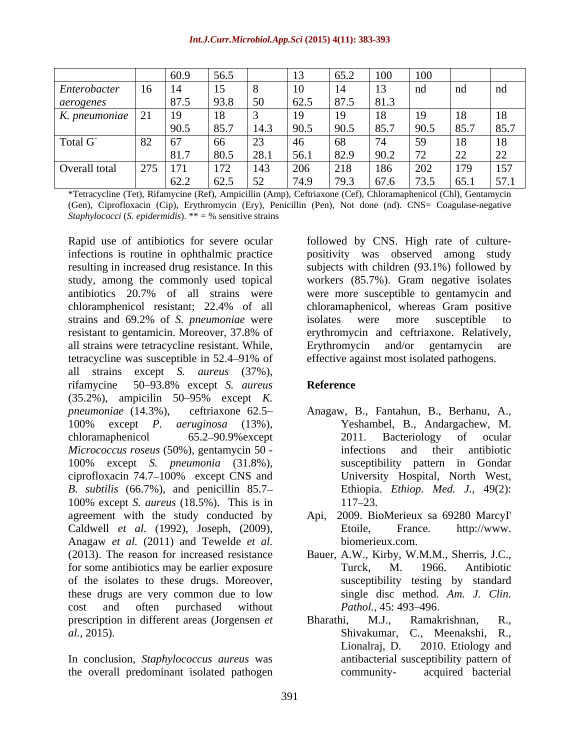| | | 60.9 | 56.5 | | 13 | 65.2 | 100 | 100 | | |
|---|---|---|---|---|---|---|---|---|---|---|
| *Enterobacter aerogenes* | 16 | 14 | 15 | 8 | 10 | 14 | 13 | nd | nd | nd |
| | | 87.5 | 93.8 | 50 | 62.5 | 87.5 | 81.3 | | | |
| *K. pneumoniae* | 21 | 19 | 18 | 3 | 19 | 19 | 18 | 19 | 18 | 18 |
| | | 90.5 | 85.7 | 14.3 | 90.5 | 90.5 | 85.7 | 90.5 | 85.7 | 85.7 |
| Total G⁻ | 82 | 67 | 66 | 23 | 46 | 68 | 74 | 59 | 18 | 18 |
| | | 81.7 | 80.5 | 28.1 | 56.1 | 82.9 | 90.2 | 72 | 22 | 22 |
| Overall total | 275 | 171 | 172 | 143 | 206 | 218 | 186 | 202 | 179 | 157 |
| | | 62.2 | 62.5 | 52 | 74.9 | 79.3 | 67.6 | 73.5 | 65.1 | 57.1 |

*Tetracycline (Tet), Rifamycine (Ref), Ampicillin (Amp), Ceftriaxone (Cef), Chloramaphenicol (Chl), Gentamycin (Gen), Ciprofloxacin (Cip), Erythromycin (Ery), Penicillin (Pen), Not done (nd). CNS= Coagulase-negative *Staphylococci* (*S. epidermidis*). ** = % sensitive strains

Rapid use of antibiotics for severe ocular infections is routine in ophthalmic practice resulting in increased drug resistance. In this study, among the commonly used topical antibiotics 20.7% of all strains were chloramphenicol resistant; 22.4% of all strains and 69.2% of *S. pneumoniae* were resistant to gentamicin. Moreover, 37.8% of all strains were tetracycline resistant. While, tetracycline was susceptible in 52.4–91% of all strains except *S. aureus* (37%), rifamycine 50–93.8% except *S. aureus* (35.2%), ampicilin 50–95% except *K. pneumoniae* (14.3%), ceftriaxone 62.5–100% except *P. aeruginosa* (13%), chloramaphenicol 65.2–90.9%except *Micrococcus roseus* (50%), gentamycin 50 - 100% except *S. pneumonia* (31.8%), ciprofloxacin 74.7–100% except CNS and *B. subtilis* (66.7%), and penicillin 85.7–100% except *S. aureus* (18.5%). This is in agreement with the study conducted by Caldwell *et al.* (1992), Joseph, (2009), Anagaw *et al.* (2011) and Tewelde *et al.* (2013). The reason for increased resistance for some antibiotics may be earlier exposure of the isolates to these drugs. Moreover, these drugs are very common due to low cost and often purchased without prescription in different areas (Jorgensen *et al.*, 2015).

In conclusion, *Staphylococcus aureus* was the overall predominant isolated pathogen followed by CNS. High rate of culture-positivity was observed among study subjects with children (93.1%) followed by workers (85.7%). Gram negative isolates were more susceptible to gentamycin and chloramaphenicol, whereas Gram positive isolates were more susceptible to erythromycin and ceftriaxone. Relatively, Erythromycin and/or gentamycin are effective against most isolated pathogens.

## Reference

Anagaw, B., Fantahun, B., Berhanu, A., Yeshambel, B., Andargachew, M. 2011. Bacteriology of ocular infections and their antibiotic susceptibility pattern in Gondar University Hospital, North West, Ethiopia. *Ethiop. Med. J.,* 49(2): 117–23.

Api, 2009. BioMerieux sa 69280 MarcyI' Etoile, France. http://www.biomerieux.com.

Bauer, A.W., Kirby, W.M.M., Sherris, J.C., Turck, M. 1966. Antibiotic susceptibility testing by standard single disc method. *Am. J. Clin. Pathol.,* 45: 493–496.

Bharathi, M.J., Ramakrishnan, R., Shivakumar, C., Meenakshi, R., Lionalraj, D. 2010. Etiology and antibacterial susceptibility pattern of community- acquired bacterial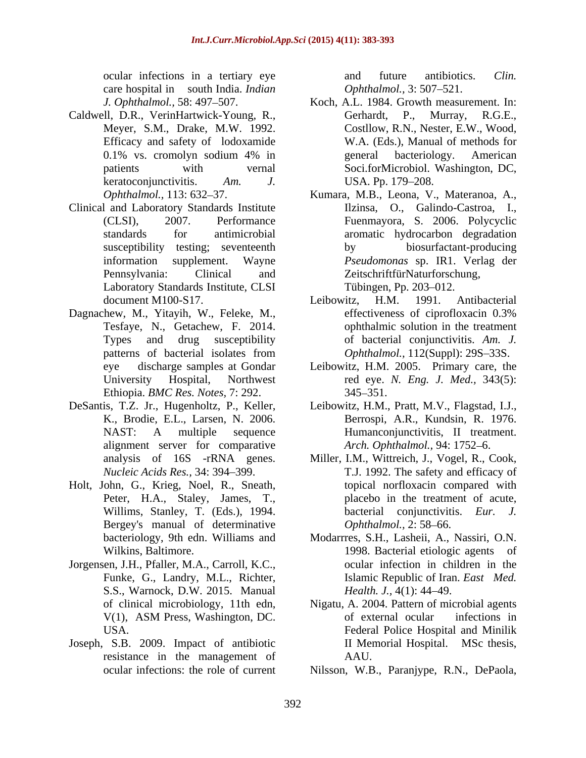ocular infections in a tertiary eye care hospital in south India. *Indian J. Ophthalmol.,* 58: 497–507.

Caldwell, D.R., VerinHartwick-Young, R., Meyer, S.M., Drake, M.W. 1992. Efficacy and safety of lodoxamide 0.1% vs. cromolyn sodium 4% in patients with vernal keratoconjunctivitis. *Am. J. Ophthalmol.,* 113: 632–37.

Clinical and Laboratory Standards Institute (CLSI), 2007. Performance standards for antimicrobial susceptibility testing; seventeenth information supplement. Wayne Pennsylvania: Clinical and Laboratory Standards Institute, CLSI document M100-S17.

Dagnachew, M., Yitayih, W., Feleke, M., Tesfaye, N., Getachew, F. 2014. Types and drug susceptibility patterns of bacterial isolates from eye discharge samples at Gondar University Hospital, Northwest Ethiopia. *BMC Res. Notes,* 7: 292.

DeSantis, T.Z. Jr., Hugenholtz, P., Keller, K., Brodie, E.L., Larsen, N. 2006. NAST: A multiple sequence alignment server for comparative analysis of 16S -rRNA genes. *Nucleic Acids Res.,* 34: 394–399.

Holt, John, G., Krieg, Noel, R., Sneath, Peter, H.A., Staley, James, T., Willims, Stanley, T. (Eds.), 1994. Bergey's manual of determinative bacteriology, 9th edn. Williams and Wilkins, Baltimore.

Jorgensen, J.H., Pfaller, M.A., Carroll, K.C., Funke, G., Landry, M.L., Richter, S.S., Warnock, D.W. 2015. Manual of clinical microbiology, 11th edn, V(1), ASM Press, Washington, DC. USA.

Joseph, S.B. 2009. Impact of antibiotic resistance in the management of ocular infections: the role of current and future antibiotics. *Clin. Ophthalmol.,* 3: 507–521.

Koch, A.L. 1984. Growth measurement. In: Gerhardt, P., Murray, R.G.E., Costllow, R.N., Nester, E.W., Wood, W.A. (Eds.), Manual of methods for general bacteriology. American Soci.forMicrobiol. Washington, DC, USA. Pp. 179–208.

Kumara, M.B., Leona, V., Materanoa, A., Ilzinsa, O., Galindo-Castroa, I., Fuenmayora, S. 2006. Polycyclic aromatic hydrocarbon degradation by biosurfactant-producing *Pseudomonas* sp. IR1. Verlag der ZeitschriftfürNaturforschung, Tübingen, Pp. 203–012.

Leibowitz, H.M. 1991. Antibacterial effectiveness of ciprofloxacin 0.3% ophthalmic solution in the treatment of bacterial conjunctivitis. *Am. J. Ophthalmol.,* 112(Suppl): 29S–33S.

Leibowitz, H.M. 2005. Primary care, the red eye. *N. Eng. J. Med.,* 343(5): 345–351.

Leibowitz, H.M., Pratt, M.V., Flagstad, I.J., Berrospi, A.R., Kundsin, R. 1976. Humanconjunctivitis, II treatment. *Arch. Ophthalmol.,* 94: 1752–6.

Miller, I.M., Wittreich, J., Vogel, R., Cook, T.J. 1992. The safety and efficacy of topical norfloxacin compared with placebo in the treatment of acute, bacterial conjunctivitis. *Eur. J. Ophthalmol.,* 2: 58–66.

Modarrres, S.H., Lasheii, A., Nassiri, O.N. 1998. Bacterial etiologic agents of ocular infection in children in the Islamic Republic of Iran. *East Med. Health. J.,* 4(1): 44–49.

Nigatu, A. 2004. Pattern of microbial agents of external ocular infections in Federal Police Hospital and Minilik II Memorial Hospital. MSc thesis, AAU.

Nilsson, W.B., Paranjype, R.N., DePaola,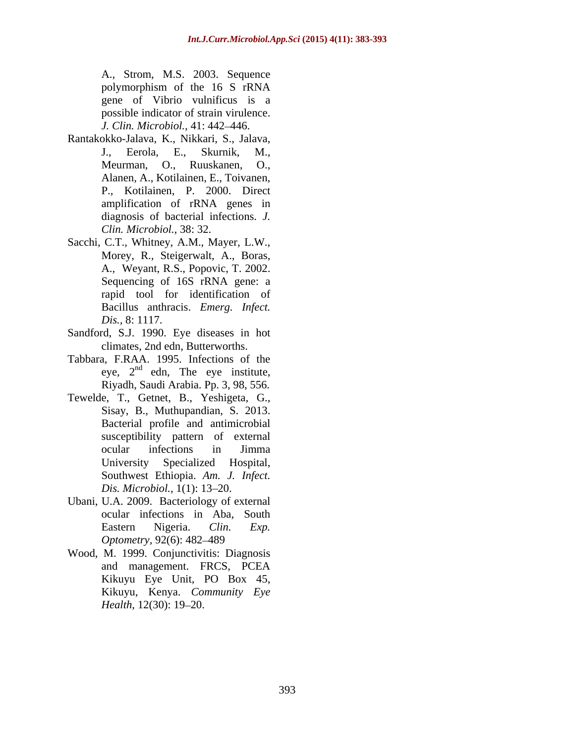A., Strom, M.S. 2003. Sequence polymorphism of the 16 S rRNA gene of Vibrio vulnificus is a possible indicator of strain virulence. *J. Clin. Microbiol.,* 41: 442–446.

Rantakokko-Jalava, K., Nikkari, S., Jalava, J., Eerola, E., Skurnik, M., Meurman, O., Ruuskanen, O., Alanen, A., Kotilainen, E., Toivanen, P., Kotilainen, P. 2000. Direct amplification of rRNA genes in diagnosis of bacterial infections. *J. Clin. Microbiol.,* 38: 32.

Sacchi, C.T., Whitney, A.M., Mayer, L.W., Morey, R., Steigerwalt, A., Boras, A., Weyant, R.S., Popovic, T. 2002. Sequencing of 16S rRNA gene: a rapid tool for identification of Bacillus anthracis. *Emerg. Infect. Dis.,* 8: 1117.

Sandford, S.J. 1990. Eye diseases in hot climates, 2nd edn, Butterworths.

Tabbara, F.RAA. 1995. Infections of the eye, 2nd edn, The eye institute, Riyadh, Saudi Arabia. Pp. 3, 98, 556.

Tewelde, T., Getnet, B., Yeshigeta, G., Sisay, B., Muthupandian, S. 2013. Bacterial profile and antimicrobial susceptibility pattern of external ocular infections in Jimma University Specialized Hospital, Southwest Ethiopia. *Am. J. Infect. Dis. Microbiol.,* 1(1): 13–20.

Ubani, U.A. 2009. Bacteriology of external ocular infections in Aba, South Eastern Nigeria. *Clin. Exp. Optometry,* 92(6): 482–489

Wood, M. 1999. Conjunctivitis: Diagnosis and management. FRCS, PCEA Kikuyu Eye Unit, PO Box 45, Kikuyu, Kenya. *Community Eye Health,* 12(30): 19–20.